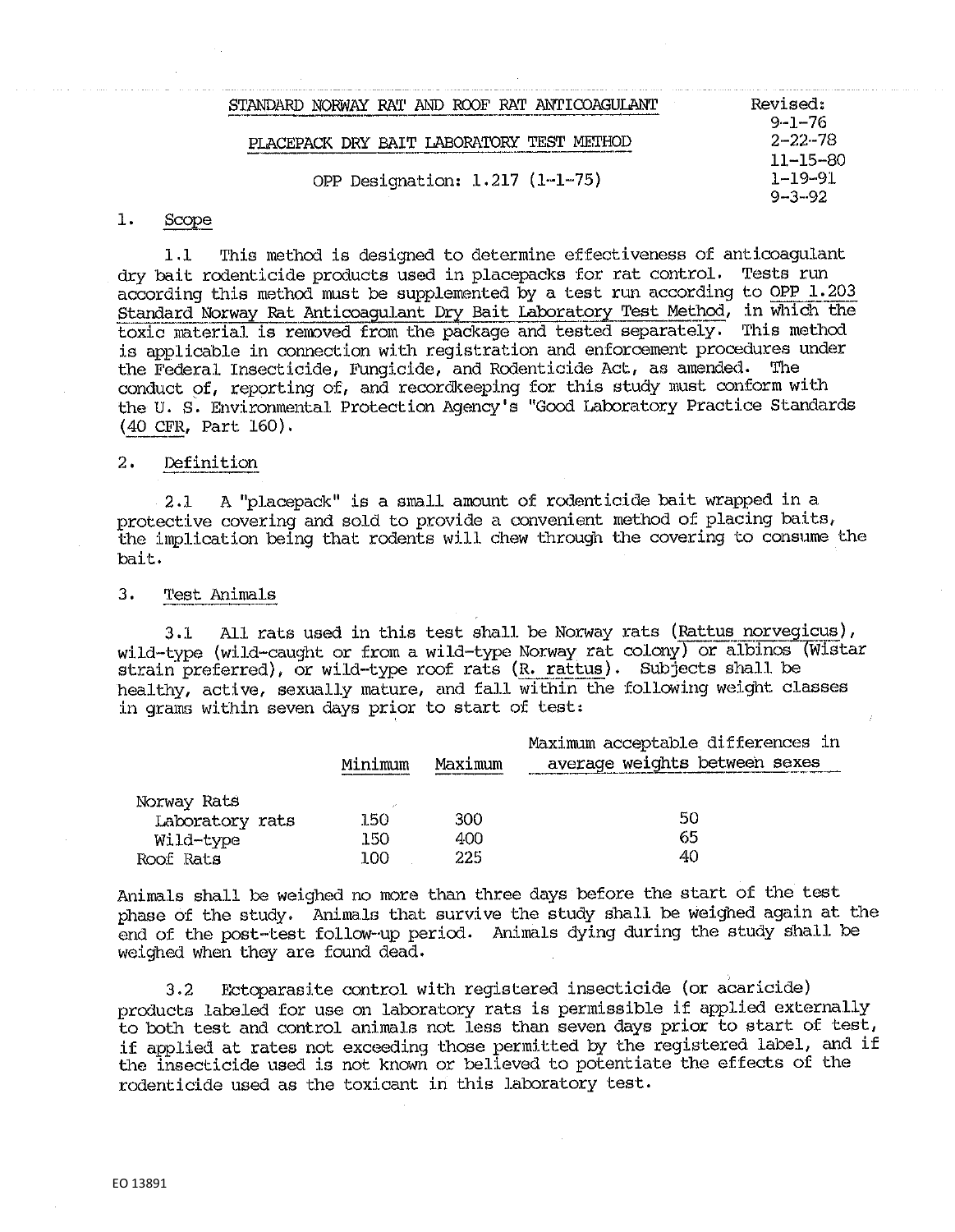STANDARD NORWAY RAT AND ROOF RAT ANTICOAGULANT

PLACEPACK DRY BAIT LABORATORY TEST METHOD

OPP Designation: 1.217 (1-1-75)

Revised:
9-1-76
2-22-78
11-15-80
1-19-91
9-3-92

## 1. Scope

1.1 This method is designed to determine effectiveness of anticoagulant dry bait rodenticide products used in placepacks for rat control. Tests run according this method must be supplemented by a test run according to OPP 1.203 Standard Norway Rat Anticoagulant Dry Bait Laboratory Test Method, in which the toxic material is removed from the package and tested separately. This method is applicable in connection with registration and enforcement procedures under the Federal Insecticide, Fungicide, and Rodenticide Act, as amended. The conduct of, reporting of, and recordkeeping for this study must conform with the U. S. Environmental Protection Agency's "Good Laboratory Practice Standards (40 CFR, Part 160).

## 2. Definition

2.1 A "placepack" is a small amount of rodenticide bait wrapped in a protective covering and sold to provide a convenient method of placing baits, the implication being that rodents will chew through the covering to consume the bait.

## 3. Test Animals

3.1 All rats used in this test shall be Norway rats (Rattus norvegicus), wild-type (wild-caught or from a wild-type Norway rat colony) or albinos (Wistar strain preferred), or wild-type roof rats (R. rattus). Subjects shall be healthy, active, sexually mature, and fall within the following weight classes in grams within seven days prior to start of test:

| | Minimum | Maximum | Maximum acceptable differences in average weights between sexes |
|---|---|---|---|
| Norway Rats | | | |
| Laboratory rats | 150 | 300 | 50 |
| Wild-type | 150 | 400 | 65 |
| Roof Rats | 100 | 225 | 40 |

Animals shall be weighed no more than three days before the start of the test phase of the study. Animals that survive the study shall be weighed again at the end of the post-test follow-up period. Animals dying during the study shall be weighed when they are found dead.

3.2 Ectoparasite control with registered insecticide (or acaricide) products labeled for use on laboratory rats is permissible if applied externally to both test and control animals not less than seven days prior to start of test, if applied at rates not exceeding those permitted by the registered label, and if the insecticide used is not known or believed to potentiate the effects of the rodenticide used as the toxicant in this laboratory test.

EO 13891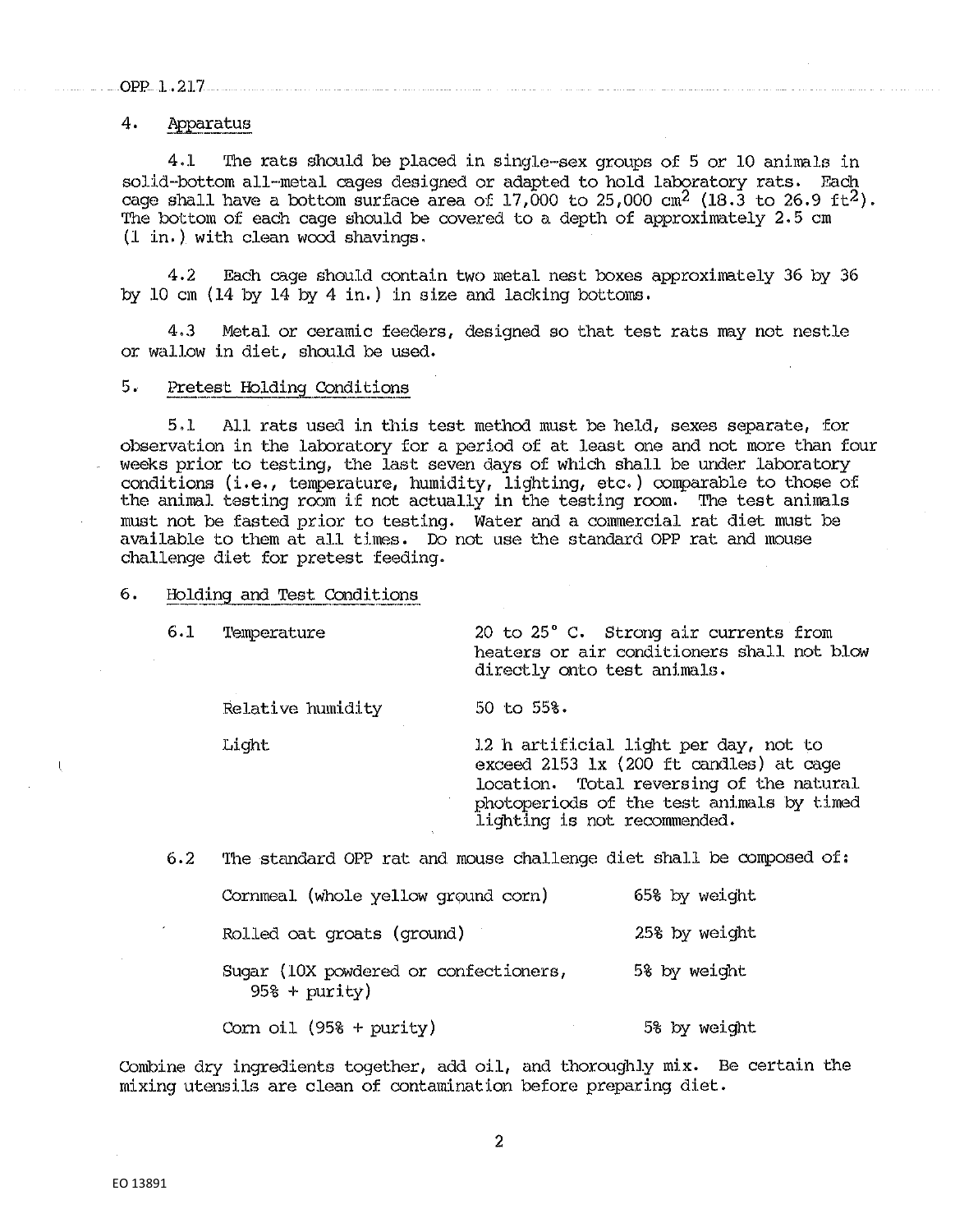## 4. Apparatus

4.1 The rats should be placed in single-sex groups of 5 or 10 animals in solid-bottom all-metal cages designed or adapted to hold laboratory rats. Each cage shall have a bottom surface area of 17,000 to 25,000 $cm^2$ (18.3 to 26.9 $ft^2$). The bottom of each cage should be covered to a depth of approximately 2.5 cm (1 in.) with clean wood shavings.

4.2 Each cage should contain two metal nest boxes approximately 36 by 36 by 10 cm (14 by 14 by 4 in.) in size and lacking bottoms.

4.3 Metal or ceramic feeders, designed so that test rats may not nestle or wallow in diet, should be used.

## 5. Pretest Holding Conditions

5.1 All rats used in this test method must be held, sexes separate, for observation in the laboratory for a period of at least one and not more than four weeks prior to testing, the last seven days of which shall be under laboratory conditions (i.e., temperature, humidity, lighting, etc.) comparable to those of the animal testing room if not actually in the testing room. The test animals must not be fasted prior to testing. Water and a commercial rat diet must be available to them at all times. Do not use the standard OPP rat and mouse challenge diet for pretest feeding.

## 6. Holding and Test Conditions

6.1

| | |
|---|---|
| Temperature | 20 to 25° C. Strong air currents from heaters or air conditioners shall not blow directly onto test animals. |
| Relative humidity | 50 to 55%. |
| Light | 12 h artificial light per day, not to exceed 2153 lx (200 ft candles) at cage location. Total reversing of the natural photoperiods of the test animals by timed lighting is not recommended. |

6.2 The standard OPP rat and mouse challenge diet shall be composed of:

| | |
|---|---|
| Cornmeal (whole yellow ground corn) | 65% by weight |
| Rolled oat groats (ground) | 25% by weight |
| Sugar (10X powdered or confectioners, 95% + purity) | 5% by weight |
| Corn oil (95% + purity) | 5% by weight |

Combine dry ingredients together, add oil, and thoroughly mix. Be certain the mixing utensils are clean of contamination before preparing diet.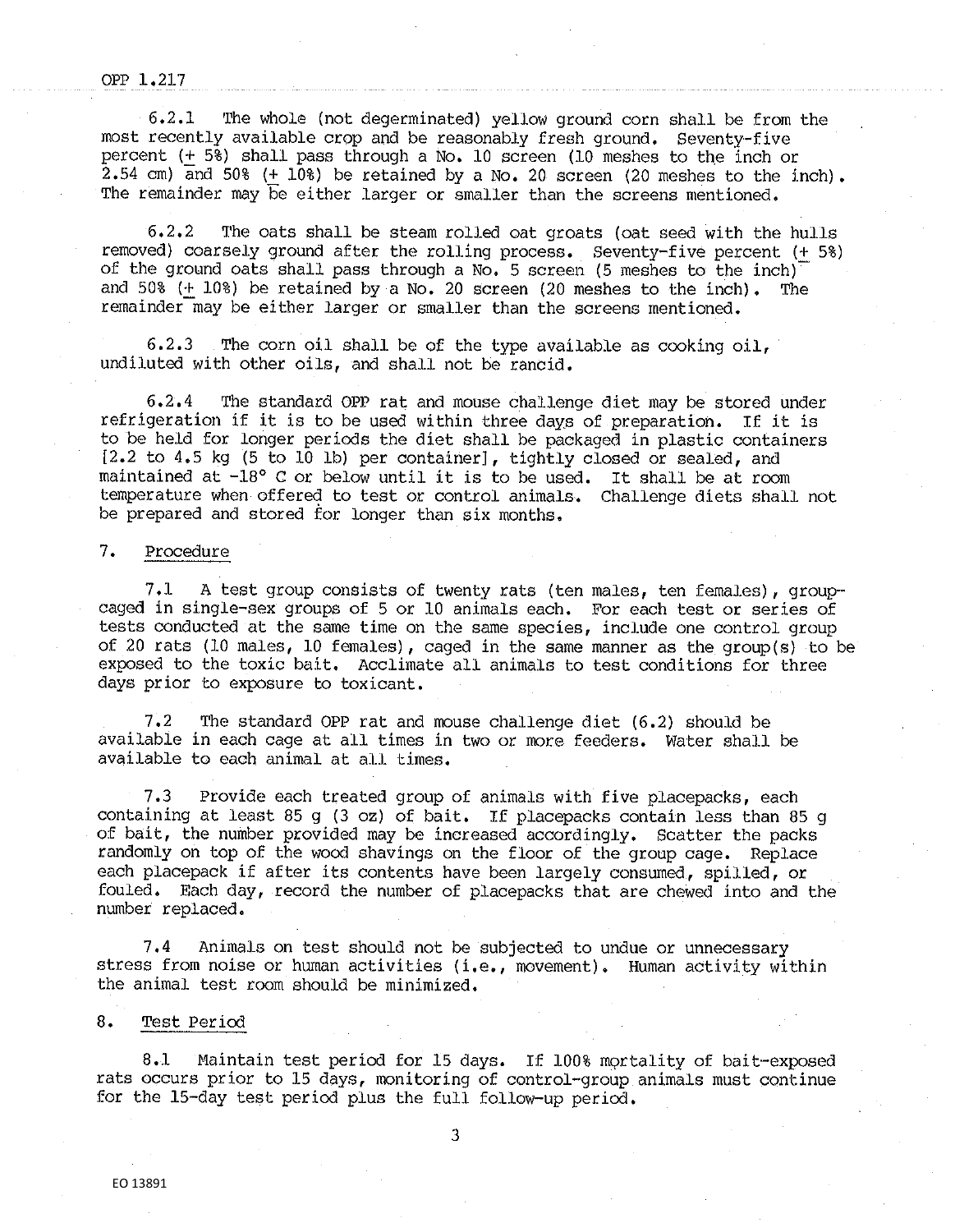6.2.1 The whole (not degerminated) yellow ground corn shall be from the most recently available crop and be reasonably fresh ground. Seventy-five percent (± 5%) shall pass through a No. 10 screen (10 meshes to the inch or 2.54 cm) and 50% (± 10%) be retained by a No. 20 screen (20 meshes to the inch). The remainder may be either larger or smaller than the screens mentioned.

6.2.2 The oats shall be steam rolled oat groats (oat seed with the hulls removed) coarsely ground after the rolling process. Seventy-five percent (± 5%) of the ground oats shall pass through a No. 5 screen (5 meshes to the inch) and 50% (± 10%) be retained by a No. 20 screen (20 meshes to the inch). The remainder may be either larger or smaller than the screens mentioned.

6.2.3 The corn oil shall be of the type available as cooking oil, undiluted with other oils, and shall not be rancid.

6.2.4 The standard OPP rat and mouse challenge diet may be stored under refrigeration if it is to be used within three days of preparation. If it is to be held for longer periods the diet shall be packaged in plastic containers [2.2 to 4.5 kg (5 to 10 lb) per container], tightly closed or sealed, and maintained at -18° C or below until it is to be used. It shall be at room temperature when offered to test or control animals. Challenge diets shall not be prepared and stored for longer than six months.

## 7. Procedure

7.1 A test group consists of twenty rats (ten males, ten females), group-caged in single-sex groups of 5 or 10 animals each. For each test or series of tests conducted at the same time on the same species, include one control group of 20 rats (10 males, 10 females), caged in the same manner as the group(s) to be exposed to the toxic bait. Acclimate all animals to test conditions for three days prior to exposure to toxicant.

7.2 The standard OPP rat and mouse challenge diet (6.2) should be available in each cage at all times in two or more feeders. Water shall be available to each animal at all times.

7.3 Provide each treated group of animals with five placepacks, each containing at least 85 g (3 oz) of bait. If placepacks contain less than 85 g of bait, the number provided may be increased accordingly. Scatter the packs randomly on top of the wood shavings on the floor of the group cage. Replace each placepack if after its contents have been largely consumed, spilled, or fouled. Each day, record the number of placepacks that are chewed into and the number replaced.

7.4 Animals on test should not be subjected to undue or unnecessary stress from noise or human activities (i.e., movement). Human activity within the animal test room should be minimized.

## 8. Test Period

8.1 Maintain test period for 15 days. If 100% mortality of bait-exposed rats occurs prior to 15 days, monitoring of control-group animals must continue for the 15-day test period plus the full follow-up period.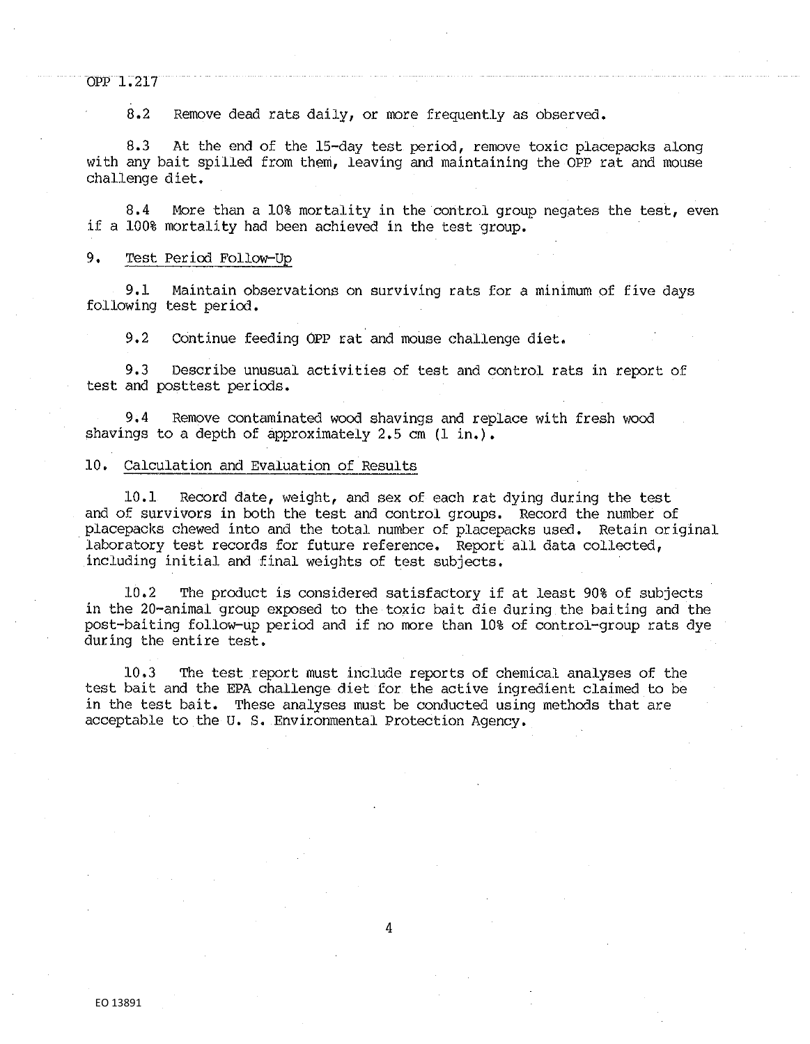8.2 Remove dead rats daily, or more frequently as observed.

8.3 At the end of the 15-day test period, remove toxic placepacks along with any bait spilled from them, leaving and maintaining the OPP rat and mouse challenge diet.

8.4 More than a 10% mortality in the control group negates the test, even if a 100% mortality had been achieved in the test group.

9. Test Period Follow-Up

9.1 Maintain observations on surviving rats for a minimum of five days following test period.

9.2 Continue feeding OPP rat and mouse challenge diet.

9.3 Describe unusual activities of test and control rats in report of test and posttest periods.

9.4 Remove contaminated wood shavings and replace with fresh wood shavings to a depth of approximately 2.5 cm (1 in.).

10. Calculation and Evaluation of Results

10.1 Record date, weight, and sex of each rat dying during the test and of survivors in both the test and control groups. Record the number of placepacks chewed into and the total number of placepacks used. Retain original laboratory test records for future reference. Report all data collected, including initial and final weights of test subjects.

10.2 The product is considered satisfactory if at least 90% of subjects in the 20-animal group exposed to the toxic bait die during the baiting and the post-baiting follow-up period and if no more than 10% of control-group rats dye during the entire test.

10.3 The test report must include reports of chemical analyses of the test bait and the EPA challenge diet for the active ingredient claimed to be in the test bait. These analyses must be conducted using methods that are acceptable to the U. S. Environmental Protection Agency.